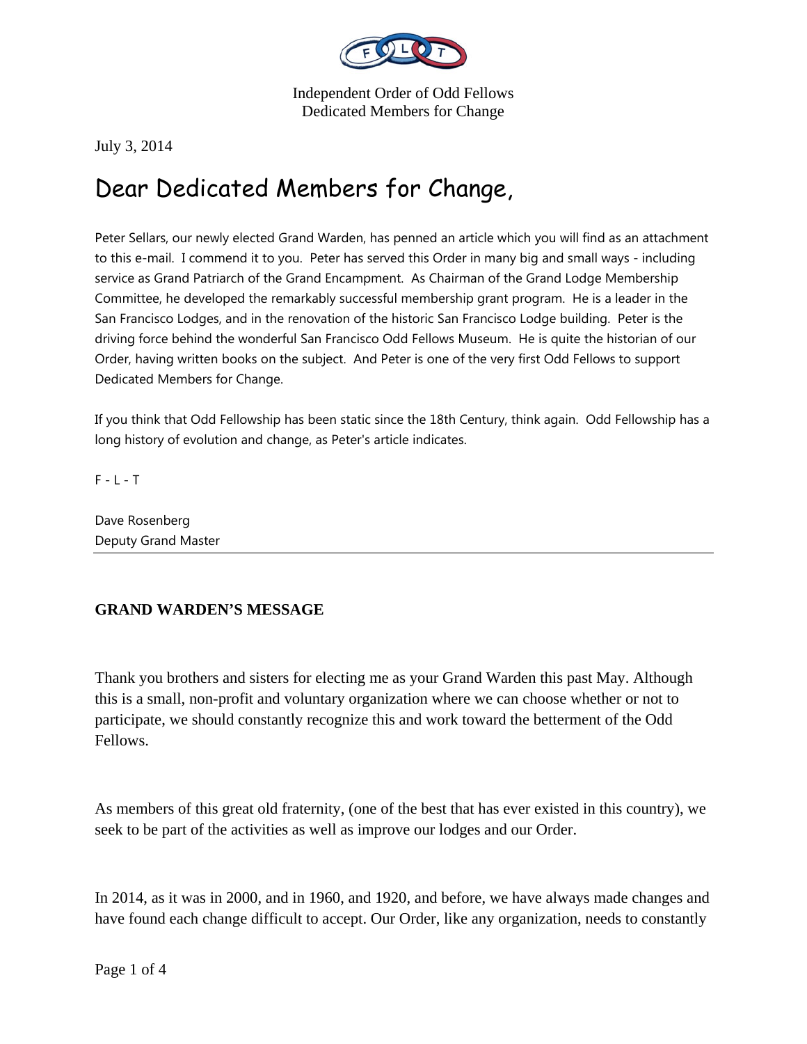Independent Order of Odd Fellows
Dedicated Members for Change

July 3, 2014

# Dear Dedicated Members for Change,

Peter Sellars, our newly elected Grand Warden, has penned an article which you will find as an attachment to this e-mail. I commend it to you. Peter has served this Order in many big and small ways - including service as Grand Patriarch of the Grand Encampment. As Chairman of the Grand Lodge Membership Committee, he developed the remarkably successful membership grant program. He is a leader in the San Francisco Lodges, and in the renovation of the historic San Francisco Lodge building. Peter is the driving force behind the wonderful San Francisco Odd Fellows Museum. He is quite the historian of our Order, having written books on the subject. And Peter is one of the very first Odd Fellows to support Dedicated Members for Change.

If you think that Odd Fellowship has been static since the 18th Century, think again. Odd Fellowship has a long history of evolution and change, as Peter's article indicates.

F - L - T

Dave Rosenberg
Deputy Grand Master

---

**GRAND WARDEN'S MESSAGE**

Thank you brothers and sisters for electing me as your Grand Warden this past May. Although this is a small, non-profit and voluntary organization where we can choose whether or not to participate, we should constantly recognize this and work toward the betterment of the Odd Fellows.

As members of this great old fraternity, (one of the best that has ever existed in this country), we seek to be part of the activities as well as improve our lodges and our Order.

In 2014, as it was in 2000, and in 1960, and 1920, and before, we have always made changes and have found each change difficult to accept. Our Order, like any organization, needs to constantly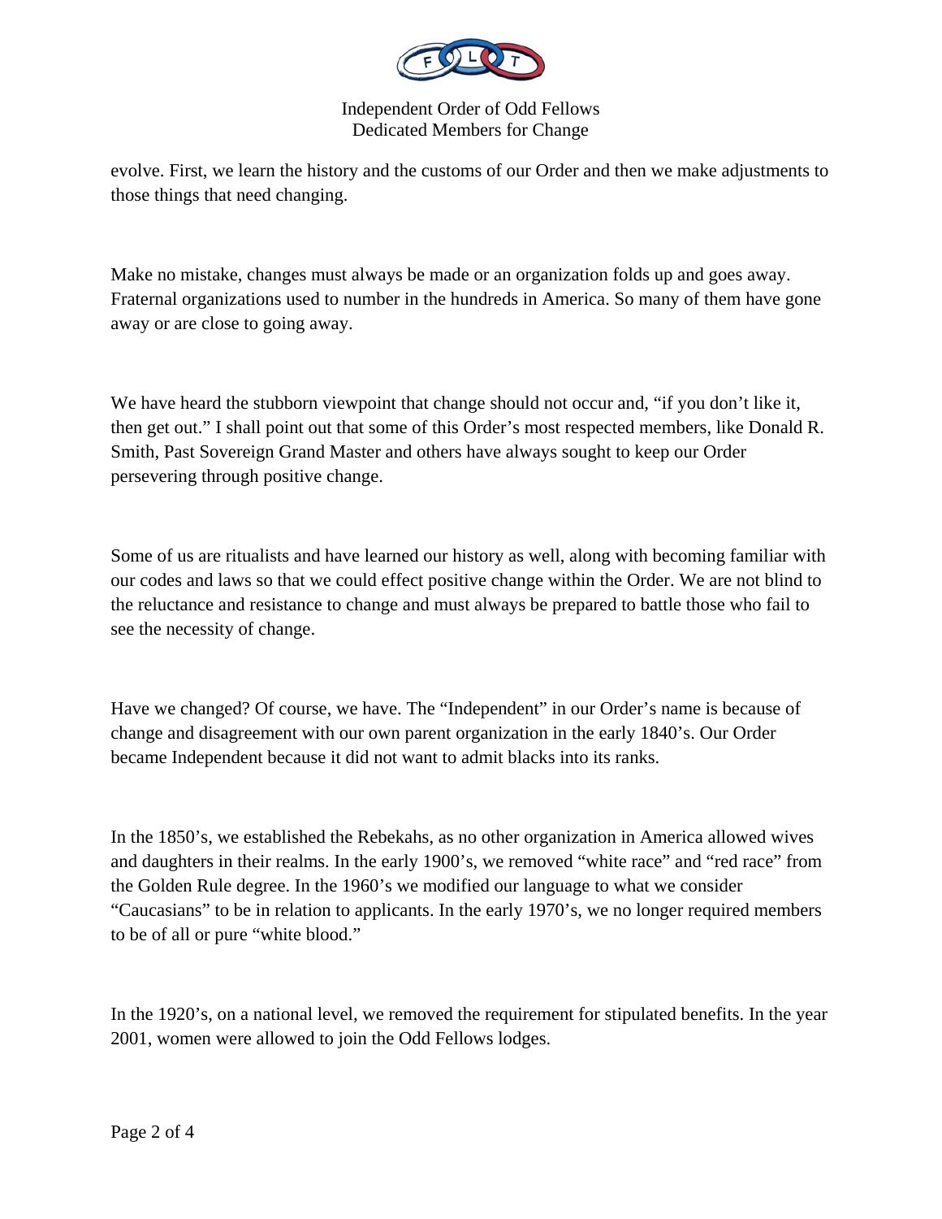evolve. First, we learn the history and the customs of our Order and then we make adjustments to those things that need changing.

Make no mistake, changes must always be made or an organization folds up and goes away. Fraternal organizations used to number in the hundreds in America. So many of them have gone away or are close to going away.

We have heard the stubborn viewpoint that change should not occur and, "if you don't like it, then get out." I shall point out that some of this Order's most respected members, like Donald R. Smith, Past Sovereign Grand Master and others have always sought to keep our Order persevering through positive change.

Some of us are ritualists and have learned our history as well, along with becoming familiar with our codes and laws so that we could effect positive change within the Order. We are not blind to the reluctance and resistance to change and must always be prepared to battle those who fail to see the necessity of change.

Have we changed? Of course, we have. The "Independent" in our Order's name is because of change and disagreement with our own parent organization in the early 1840's. Our Order became Independent because it did not want to admit blacks into its ranks.

In the 1850's, we established the Rebekahs, as no other organization in America allowed wives and daughters in their realms. In the early 1900's, we removed "white race" and "red race" from the Golden Rule degree. In the 1960's we modified our language to what we consider "Caucasians" to be in relation to applicants. In the early 1970's, we no longer required members to be of all or pure "white blood."

In the 1920's, on a national level, we removed the requirement for stipulated benefits. In the year 2001, women were allowed to join the Odd Fellows lodges.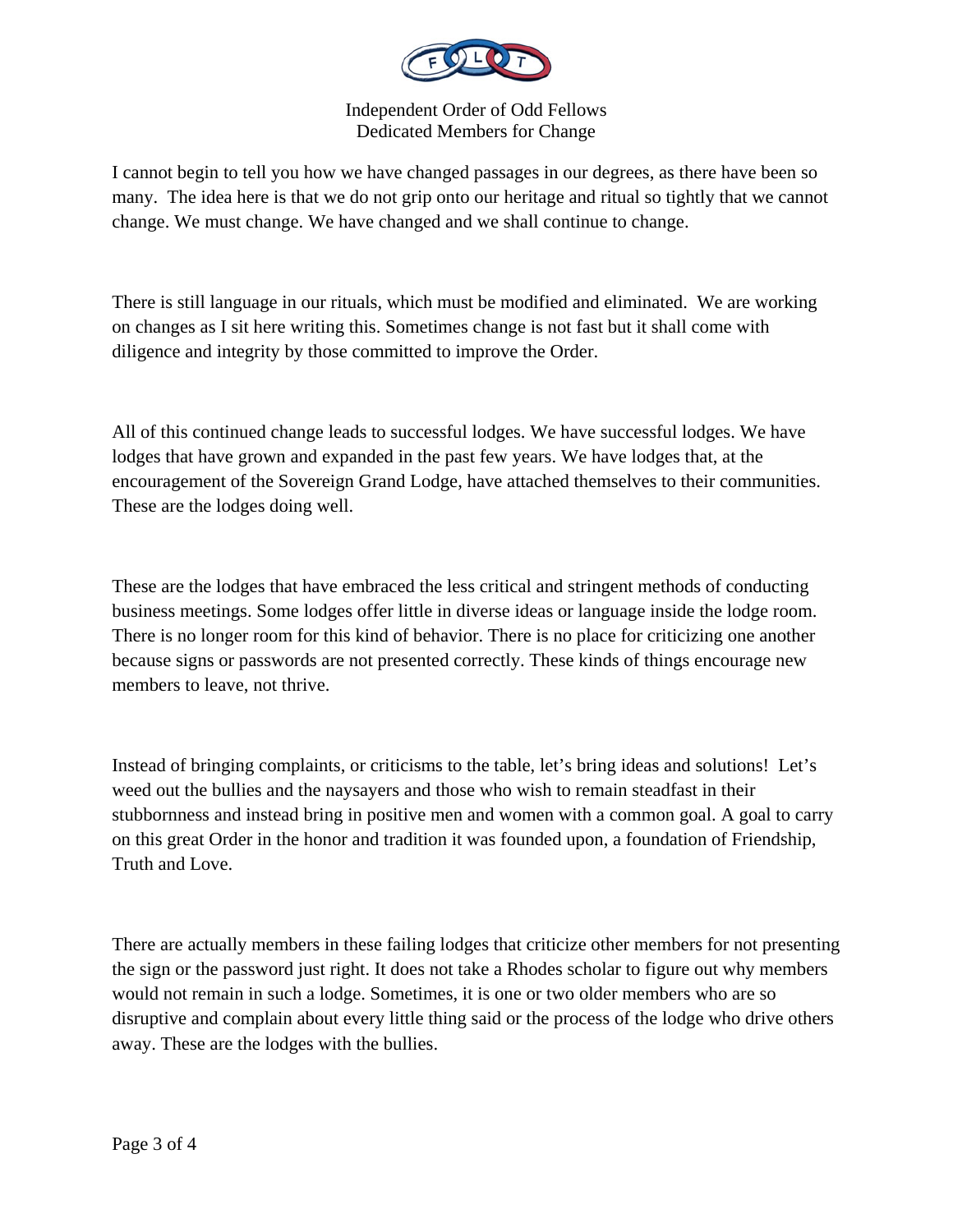I cannot begin to tell you how we have changed passages in our degrees, as there have been so many. The idea here is that we do not grip onto our heritage and ritual so tightly that we cannot change. We must change. We have changed and we shall continue to change.

There is still language in our rituals, which must be modified and eliminated. We are working on changes as I sit here writing this. Sometimes change is not fast but it shall come with diligence and integrity by those committed to improve the Order.

All of this continued change leads to successful lodges. We have successful lodges. We have lodges that have grown and expanded in the past few years. We have lodges that, at the encouragement of the Sovereign Grand Lodge, have attached themselves to their communities. These are the lodges doing well.

These are the lodges that have embraced the less critical and stringent methods of conducting business meetings. Some lodges offer little in diverse ideas or language inside the lodge room. There is no longer room for this kind of behavior. There is no place for criticizing one another because signs or passwords are not presented correctly. These kinds of things encourage new members to leave, not thrive.

Instead of bringing complaints, or criticisms to the table, let's bring ideas and solutions! Let's weed out the bullies and the naysayers and those who wish to remain steadfast in their stubbornness and instead bring in positive men and women with a common goal. A goal to carry on this great Order in the honor and tradition it was founded upon, a foundation of Friendship, Truth and Love.

There are actually members in these failing lodges that criticize other members for not presenting the sign or the password just right. It does not take a Rhodes scholar to figure out why members would not remain in such a lodge. Sometimes, it is one or two older members who are so disruptive and complain about every little thing said or the process of the lodge who drive others away. These are the lodges with the bullies.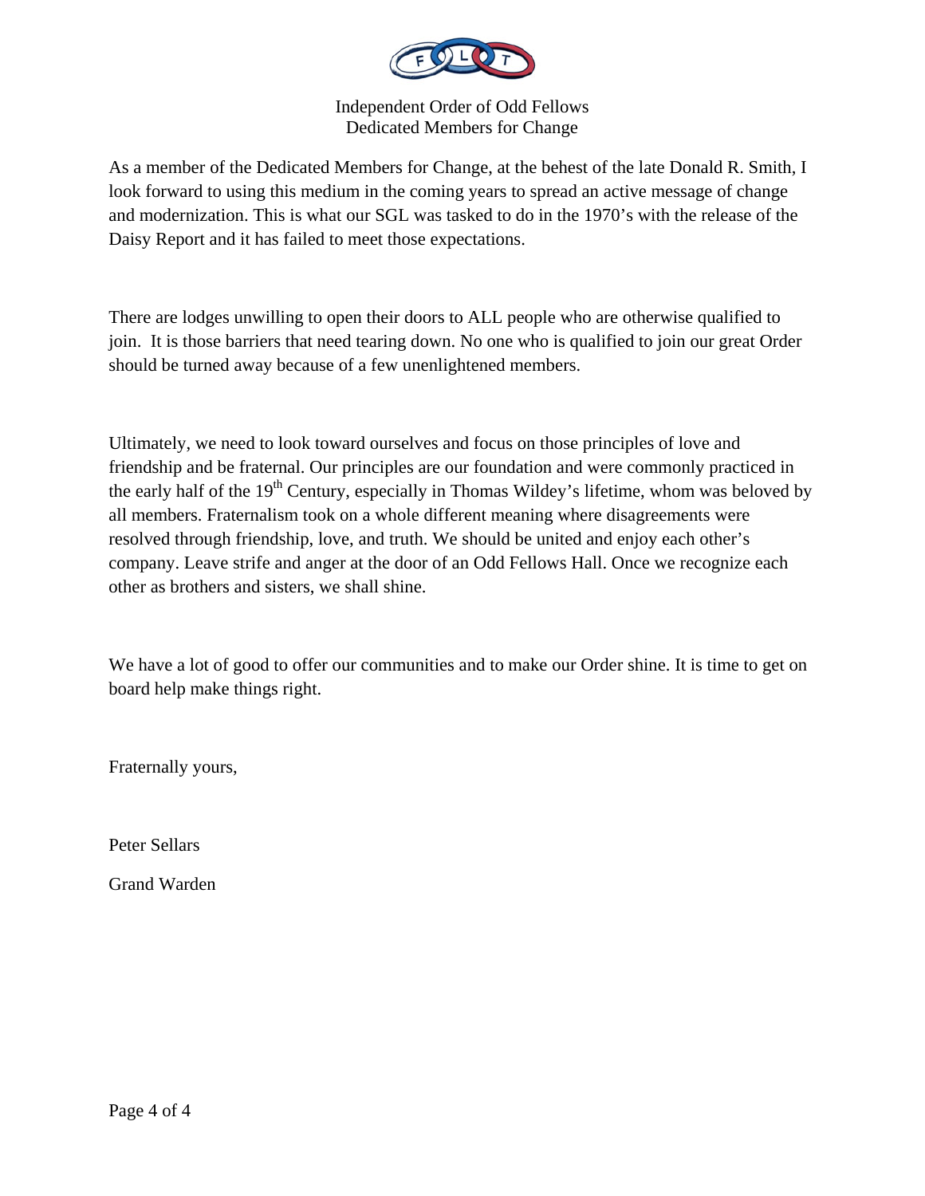Independent Order of Odd Fellows
Dedicated Members for Change

As a member of the Dedicated Members for Change, at the behest of the late Donald R. Smith, I look forward to using this medium in the coming years to spread an active message of change and modernization. This is what our SGL was tasked to do in the 1970's with the release of the Daisy Report and it has failed to meet those expectations.

There are lodges unwilling to open their doors to ALL people who are otherwise qualified to join. It is those barriers that need tearing down. No one who is qualified to join our great Order should be turned away because of a few unenlightened members.

Ultimately, we need to look toward ourselves and focus on those principles of love and friendship and be fraternal. Our principles are our foundation and were commonly practiced in the early half of the 19th Century, especially in Thomas Wildey's lifetime, whom was beloved by all members. Fraternalism took on a whole different meaning where disagreements were resolved through friendship, love, and truth. We should be united and enjoy each other's company. Leave strife and anger at the door of an Odd Fellows Hall. Once we recognize each other as brothers and sisters, we shall shine.

We have a lot of good to offer our communities and to make our Order shine. It is time to get on board help make things right.

Fraternally yours,

Peter Sellars

Grand Warden